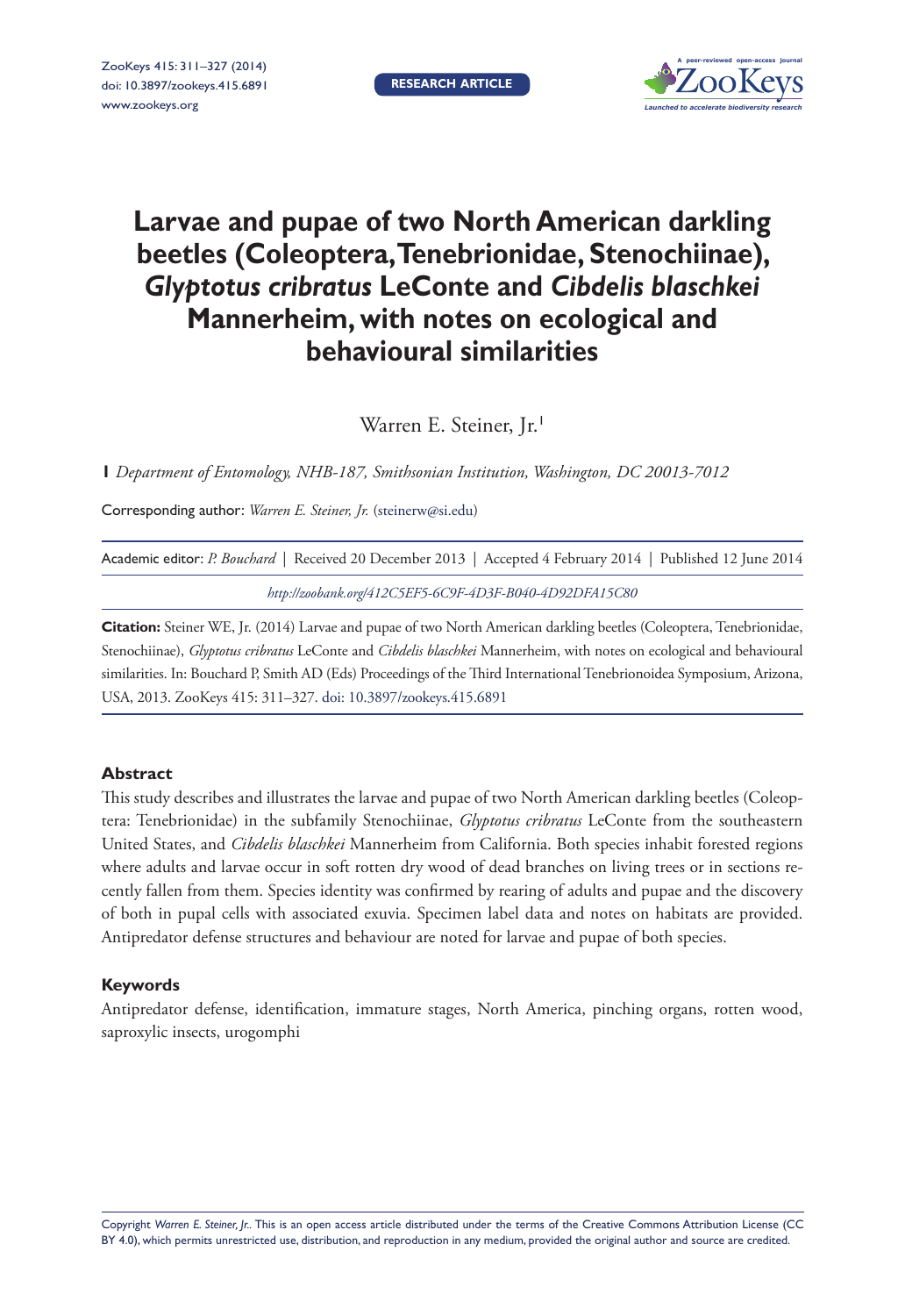RESEARCH ARTICLE

# Larvae and pupae of two North American darkling beetles (Coleoptera, Tenebrionidae, Stenochiinae), *Glyptotus cribratus* LeConte and *Cibdelis blaschkei* Mannerheim, with notes on ecological and behavioural similarities

Warren E. Steiner, Jr.[1]

**1** *Department of Entomology, NHB-187, Smithsonian Institution, Washington, DC 20013-7012*

Corresponding author: *Warren E. Steiner, Jr.* (steinerw@si.edu)

Academic editor: *P. Bouchard* | Received 20 December 2013 | Accepted 4 February 2014 | Published 12 June 2014

*http://zoobank.org/412C5EF5-6C9F-4D3F-B040-4D92DFA15C80*

**Citation:** Steiner WE, Jr. (2014) Larvae and pupae of two North American darkling beetles (Coleoptera, Tenebrionidae, Stenochiinae), *Glyptotus cribratus* LeConte and *Cibdelis blaschkei* Mannerheim, with notes on ecological and behavioural similarities. In: Bouchard P, Smith AD (Eds) Proceedings of the Third International Tenebrionoidea Symposium, Arizona, USA, 2013. ZooKeys 415: 311–327. doi: 10.3897/zookeys.415.6891

### Abstract

This study describes and illustrates the larvae and pupae of two North American darkling beetles (Coleoptera: Tenebrionidae) in the subfamily Stenochiinae, *Glyptotus cribratus* LeConte from the southeastern United States, and *Cibdelis blaschkei* Mannerheim from California. Both species inhabit forested regions where adults and larvae occur in soft rotten dry wood of dead branches on living trees or in sections recently fallen from them. Species identity was confirmed by rearing of adults and pupae and the discovery of both in pupal cells with associated exuvia. Specimen label data and notes on habitats are provided. Antipredator defense structures and behaviour are noted for larvae and pupae of both species.

### Keywords

Antipredator defense, identification, immature stages, North America, pinching organs, rotten wood, saproxylic insects, urogomphi

Copyright *Warren E. Steiner, Jr.*. This is an open access article distributed under the terms of the Creative Commons Attribution License (CC BY 4.0), which permits unrestricted use, distribution, and reproduction in any medium, provided the original author and source are credited.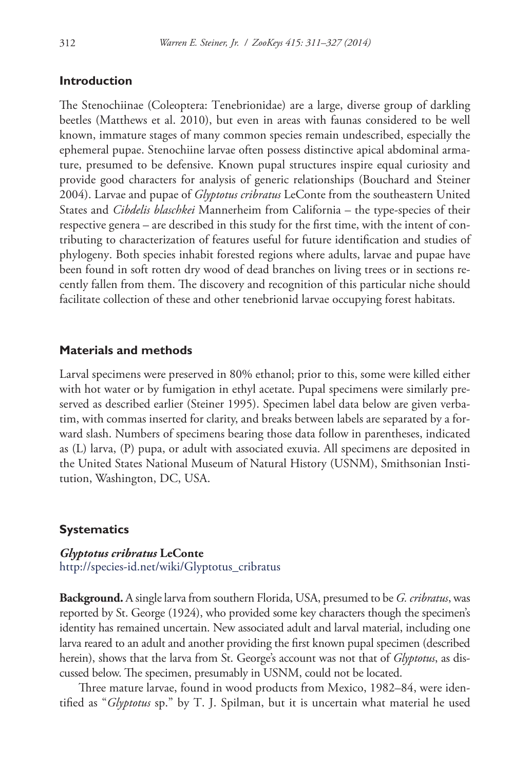## Introduction

The Stenochiinae (Coleoptera: Tenebrionidae) are a large, diverse group of darkling beetles (Matthews et al. 2010), but even in areas with faunas considered to be well known, immature stages of many common species remain undescribed, especially the ephemeral pupae. Stenochiine larvae often possess distinctive apical abdominal armature, presumed to be defensive. Known pupal structures inspire equal curiosity and provide good characters for analysis of generic relationships (Bouchard and Steiner 2004). Larvae and pupae of *Glyptotus cribratus* LeConte from the southeastern United States and *Cibdelis blaschkei* Mannerheim from California – the type-species of their respective genera – are described in this study for the first time, with the intent of contributing to characterization of features useful for future identification and studies of phylogeny. Both species inhabit forested regions where adults, larvae and pupae have been found in soft rotten dry wood of dead branches on living trees or in sections recently fallen from them. The discovery and recognition of this particular niche should facilitate collection of these and other tenebrionid larvae occupying forest habitats.

## Materials and methods

Larval specimens were preserved in 80% ethanol; prior to this, some were killed either with hot water or by fumigation in ethyl acetate. Pupal specimens were similarly preserved as described earlier (Steiner 1995). Specimen label data below are given verbatim, with commas inserted for clarity, and breaks between labels are separated by a forward slash. Numbers of specimens bearing those data follow in parentheses, indicated as (L) larva, (P) pupa, or adult with associated exuvia. All specimens are deposited in the United States National Museum of Natural History (USNM), Smithsonian Institution, Washington, DC, USA.

## Systematics

### *Glyptotus cribratus* LeConte

http://species-id.net/wiki/Glyptotus_cribratus

**Background.** A single larva from southern Florida, USA, presumed to be *G. cribratus*, was reported by St. George (1924), who provided some key characters though the specimen's identity has remained uncertain. New associated adult and larval material, including one larva reared to an adult and another providing the first known pupal specimen (described herein), shows that the larva from St. George's account was not that of *Glyptotus*, as discussed below. The specimen, presumably in USNM, could not be located.

Three mature larvae, found in wood products from Mexico, 1982–84, were identified as "*Glyptotus* sp." by T. J. Spilman, but it is uncertain what material he used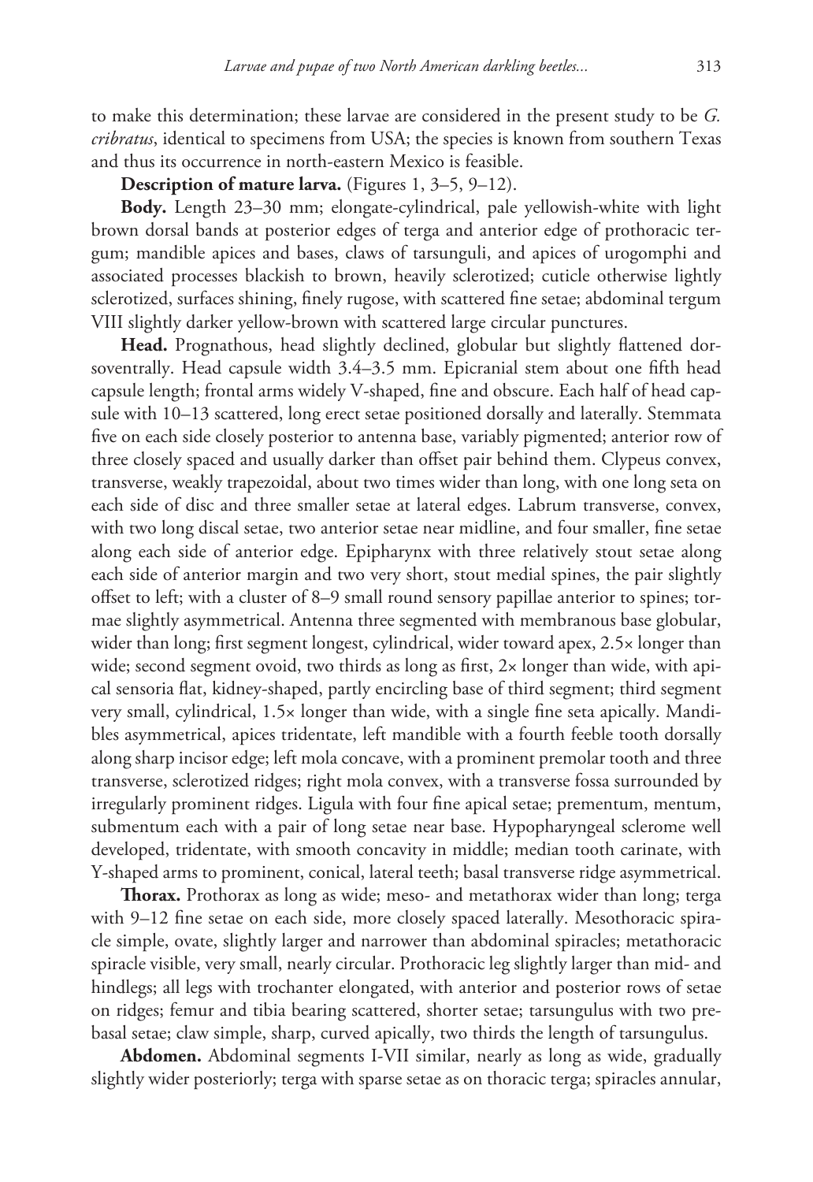to make this determination; these larvae are considered in the present study to be *G. cribratus*, identical to specimens from USA; the species is known from southern Texas and thus its occurrence in north-eastern Mexico is feasible.

**Description of mature larva.** (Figures 1, 3–5, 9–12).

**Body.** Length 23–30 mm; elongate-cylindrical, pale yellowish-white with light brown dorsal bands at posterior edges of terga and anterior edge of prothoracic tergum; mandible apices and bases, claws of tarsunguli, and apices of urogomphi and associated processes blackish to brown, heavily sclerotized; cuticle otherwise lightly sclerotized, surfaces shining, finely rugose, with scattered fine setae; abdominal tergum VIII slightly darker yellow-brown with scattered large circular punctures.

**Head.** Prognathous, head slightly declined, globular but slightly flattened dorsoventrally. Head capsule width 3.4–3.5 mm. Epicranial stem about one fifth head capsule length; frontal arms widely V-shaped, fine and obscure. Each half of head capsule with 10–13 scattered, long erect setae positioned dorsally and laterally. Stemmata five on each side closely posterior to antenna base, variably pigmented; anterior row of three closely spaced and usually darker than offset pair behind them. Clypeus convex, transverse, weakly trapezoidal, about two times wider than long, with one long seta on each side of disc and three smaller setae at lateral edges. Labrum transverse, convex, with two long discal setae, two anterior setae near midline, and four smaller, fine setae along each side of anterior edge. Epipharynx with three relatively stout setae along each side of anterior margin and two very short, stout medial spines, the pair slightly offset to left; with a cluster of 8–9 small round sensory papillae anterior to spines; tormae slightly asymmetrical. Antenna three segmented with membranous base globular, wider than long; first segment longest, cylindrical, wider toward apex, 2.5× longer than wide; second segment ovoid, two thirds as long as first, 2× longer than wide, with apical sensoria flat, kidney-shaped, partly encircling base of third segment; third segment very small, cylindrical, 1.5× longer than wide, with a single fine seta apically. Mandibles asymmetrical, apices tridentate, left mandible with a fourth feeble tooth dorsally along sharp incisor edge; left mola concave, with a prominent premolar tooth and three transverse, sclerotized ridges; right mola convex, with a transverse fossa surrounded by irregularly prominent ridges. Ligula with four fine apical setae; prementum, mentum, submentum each with a pair of long setae near base. Hypopharyngeal sclerome well developed, tridentate, with smooth concavity in middle; median tooth carinate, with Y-shaped arms to prominent, conical, lateral teeth; basal transverse ridge asymmetrical.

**Thorax.** Prothorax as long as wide; meso- and metathorax wider than long; terga with 9–12 fine setae on each side, more closely spaced laterally. Mesothoracic spiracle simple, ovate, slightly larger and narrower than abdominal spiracles; metathoracic spiracle visible, very small, nearly circular. Prothoracic leg slightly larger than mid- and hindlegs; all legs with trochanter elongated, with anterior and posterior rows of setae on ridges; femur and tibia bearing scattered, shorter setae; tarsungulus with two prebasal setae; claw simple, sharp, curved apically, two thirds the length of tarsungulus.

**Abdomen.** Abdominal segments I-VII similar, nearly as long as wide, gradually slightly wider posteriorly; terga with sparse setae as on thoracic terga; spiracles annular,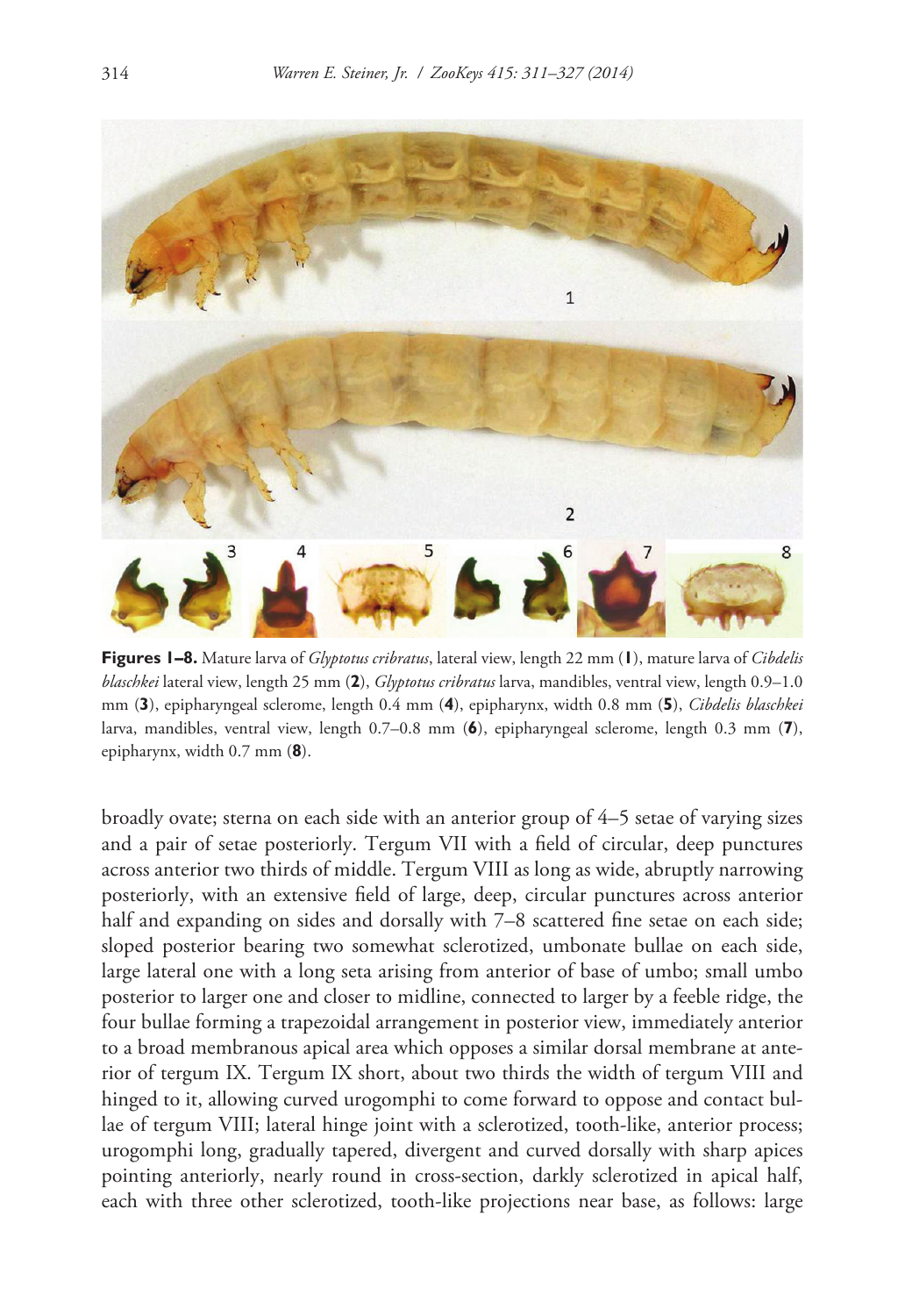**Figures 1–8.** Mature larva of *Glyptotus cribratus*, lateral view, length 22 mm (**1**), mature larva of *Cibdelis blaschkei* lateral view, length 25 mm (**2**), *Glyptotus cribratus* larva, mandibles, ventral view, length 0.9–1.0 mm (**3**), epipharyngeal sclerome, length 0.4 mm (**4**), epipharynx, width 0.8 mm (**5**), *Cibdelis blaschkei* larva, mandibles, ventral view, length 0.7–0.8 mm (**6**), epipharyngeal sclerome, length 0.3 mm (**7**), epipharynx, width 0.7 mm (**8**).

broadly ovate; sterna on each side with an anterior group of 4–5 setae of varying sizes and a pair of setae posteriorly. Tergum VII with a field of circular, deep punctures across anterior two thirds of middle. Tergum VIII as long as wide, abruptly narrowing posteriorly, with an extensive field of large, deep, circular punctures across anterior half and expanding on sides and dorsally with 7–8 scattered fine setae on each side; sloped posterior bearing two somewhat sclerotized, umbonate bullae on each side, large lateral one with a long seta arising from anterior of base of umbo; small umbo posterior to larger one and closer to midline, connected to larger by a feeble ridge, the four bullae forming a trapezoidal arrangement in posterior view, immediately anterior to a broad membranous apical area which opposes a similar dorsal membrane at anterior of tergum IX. Tergum IX short, about two thirds the width of tergum VIII and hinged to it, allowing curved urogomphi to come forward to oppose and contact bullae of tergum VIII; lateral hinge joint with a sclerotized, tooth-like, anterior process; urogomphi long, gradually tapered, divergent and curved dorsally with sharp apices pointing anteriorly, nearly round in cross-section, darkly sclerotized in apical half, each with three other sclerotized, tooth-like projections near base, as follows: large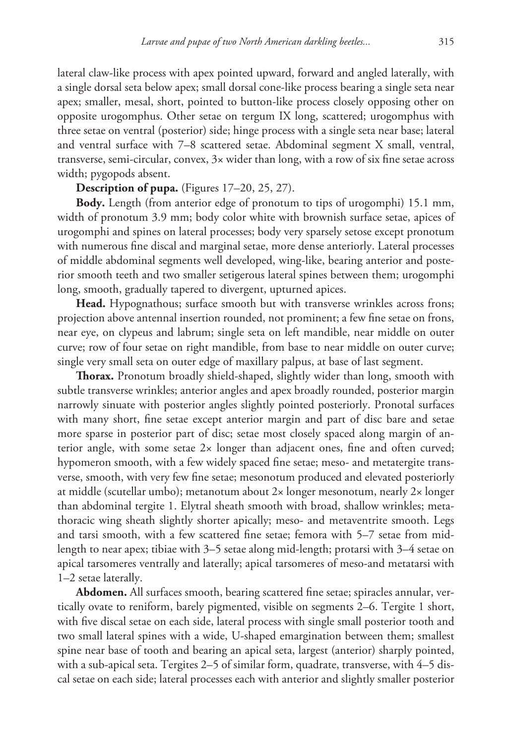lateral claw-like process with apex pointed upward, forward and angled laterally, with a single dorsal seta below apex; small dorsal cone-like process bearing a single seta near apex; smaller, mesal, short, pointed to button-like process closely opposing other on opposite urogomphus. Other setae on tergum IX long, scattered; urogomphus with three setae on ventral (posterior) side; hinge process with a single seta near base; lateral and ventral surface with 7–8 scattered setae. Abdominal segment X small, ventral, transverse, semi-circular, convex, 3× wider than long, with a row of six fine setae across width; pygopods absent.

**Description of pupa.** (Figures 17–20, 25, 27).

**Body.** Length (from anterior edge of pronotum to tips of urogomphi) 15.1 mm, width of pronotum 3.9 mm; body color white with brownish surface setae, apices of urogomphi and spines on lateral processes; body very sparsely setose except pronotum with numerous fine discal and marginal setae, more dense anteriorly. Lateral processes of middle abdominal segments well developed, wing-like, bearing anterior and posterior smooth teeth and two smaller setigerous lateral spines between them; urogomphi long, smooth, gradually tapered to divergent, upturned apices.

**Head.** Hypognathous; surface smooth but with transverse wrinkles across frons; projection above antennal insertion rounded, not prominent; a few fine setae on frons, near eye, on clypeus and labrum; single seta on left mandible, near middle on outer curve; row of four setae on right mandible, from base to near middle on outer curve; single very small seta on outer edge of maxillary palpus, at base of last segment.

**Thorax.** Pronotum broadly shield-shaped, slightly wider than long, smooth with subtle transverse wrinkles; anterior angles and apex broadly rounded, posterior margin narrowly sinuate with posterior angles slightly pointed posteriorly. Pronotal surfaces with many short, fine setae except anterior margin and part of disc bare and setae more sparse in posterior part of disc; setae most closely spaced along margin of anterior angle, with some setae 2× longer than adjacent ones, fine and often curved; hypomeron smooth, with a few widely spaced fine setae; meso- and metatergite transverse, smooth, with very few fine setae; mesonotum produced and elevated posteriorly at middle (scutellar umbo); metanotum about 2× longer mesonotum, nearly 2× longer than abdominal tergite 1. Elytral sheath smooth with broad, shallow wrinkles; metathoracic wing sheath slightly shorter apically; meso- and metaventrite smooth. Legs and tarsi smooth, with a few scattered fine setae; femora with 5–7 setae from mid-length to near apex; tibiae with 3–5 setae along mid-length; protarsi with 3–4 setae on apical tarsomeres ventrally and laterally; apical tarsomeres of meso-and metatarsi with 1–2 setae laterally.

**Abdomen.** All surfaces smooth, bearing scattered fine setae; spiracles annular, vertically ovate to reniform, barely pigmented, visible on segments 2–6. Tergite 1 short, with five discal setae on each side, lateral process with single small posterior tooth and two small lateral spines with a wide, U-shaped emargination between them; smallest spine near base of tooth and bearing an apical seta, largest (anterior) sharply pointed, with a sub-apical seta. Tergites 2–5 of similar form, quadrate, transverse, with 4–5 discal setae on each side; lateral processes each with anterior and slightly smaller posterior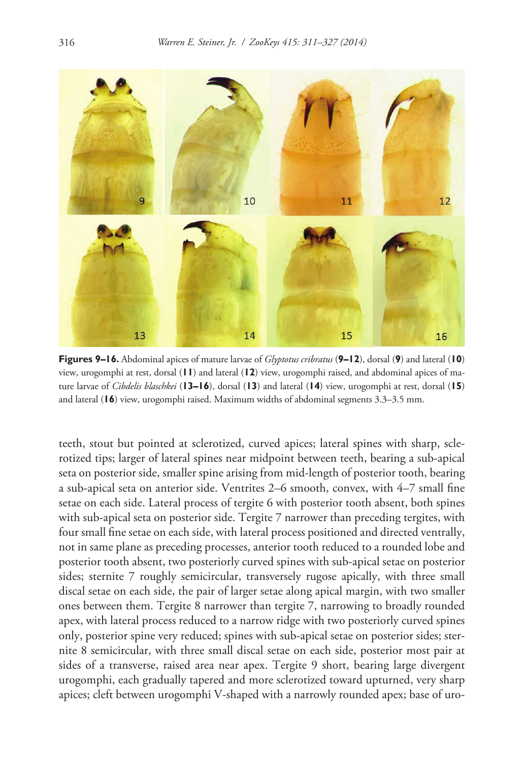**Figures 9–16.** Abdominal apices of mature larvae of *Glyptotus cribratus* (**9–12**), dorsal (**9**) and lateral (**10**) view, urogomphi at rest, dorsal (**11**) and lateral (**12**) view, urogomphi raised, and abdominal apices of mature larvae of *Cibdelis blaschkei* (**13–16**), dorsal (**13**) and lateral (**14**) view, urogomphi at rest, dorsal (**15**) and lateral (**16**) view, urogomphi raised. Maximum widths of abdominal segments 3.3–3.5 mm.

teeth, stout but pointed at sclerotized, curved apices; lateral spines with sharp, sclerotized tips; larger of lateral spines near midpoint between teeth, bearing a sub-apical seta on posterior side, smaller spine arising from mid-length of posterior tooth, bearing a sub-apical seta on anterior side. Ventrites 2–6 smooth, convex, with 4–7 small fine setae on each side. Lateral process of tergite 6 with posterior tooth absent, both spines with sub-apical seta on posterior side. Tergite 7 narrower than preceding tergites, with four small fine setae on each side, with lateral process positioned and directed ventrally, not in same plane as preceding processes, anterior tooth reduced to a rounded lobe and posterior tooth absent, two posteriorly curved spines with sub-apical setae on posterior sides; sternite 7 roughly semicircular, transversely rugose apically, with three small discal setae on each side, the pair of larger setae along apical margin, with two smaller ones between them. Tergite 8 narrower than tergite 7, narrowing to broadly rounded apex, with lateral process reduced to a narrow ridge with two posteriorly curved spines only, posterior spine very reduced; spines with sub-apical setae on posterior sides; sternite 8 semicircular, with three small discal setae on each side, posterior most pair at sides of a transverse, raised area near apex. Tergite 9 short, bearing large divergent urogomphi, each gradually tapered and more sclerotized toward upturned, very sharp apices; cleft between urogomphi V-shaped with a narrowly rounded apex; base of uro-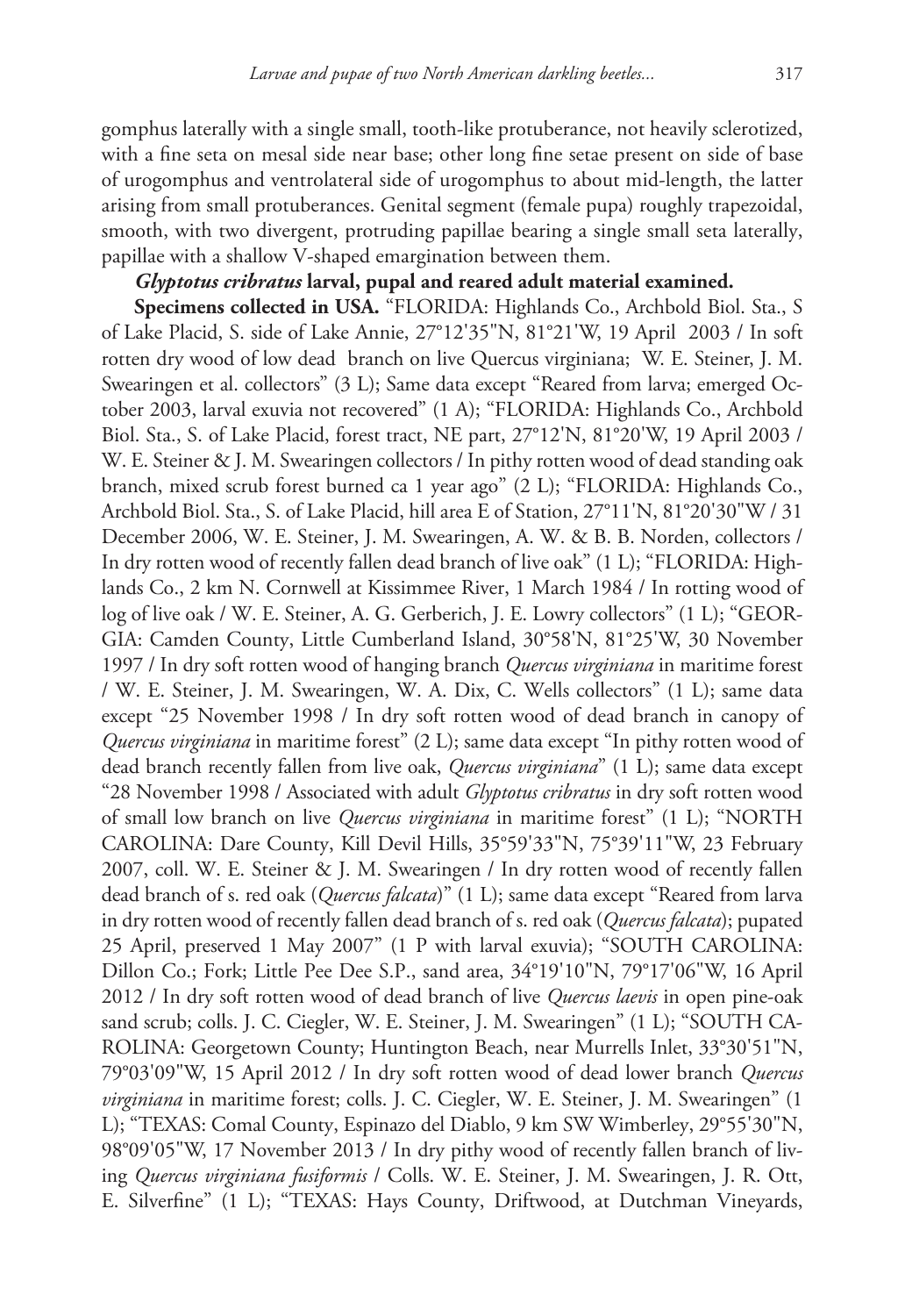gomphus laterally with a single small, tooth-like protuberance, not heavily sclerotized, with a fine seta on mesal side near base; other long fine setae present on side of base of urogomphus and ventrolateral side of urogomphus to about mid-length, the latter arising from small protuberances. Genital segment (female pupa) roughly trapezoidal, smooth, with two divergent, protruding papillae bearing a single small seta laterally, papillae with a shallow V-shaped emargination between them.

***Glyptotus cribratus* larval, pupal and reared adult material examined.**

**Specimens collected in USA.** "FLORIDA: Highlands Co., Archbold Biol. Sta., S of Lake Placid, S. side of Lake Annie, 27°12'35"N, 81°21'W, 19 April 2003 / In soft rotten dry wood of low dead branch on live Quercus virginiana; W. E. Steiner, J. M. Swearingen et al. collectors" (3 L); Same data except "Reared from larva; emerged October 2003, larval exuvia not recovered" (1 A); "FLORIDA: Highlands Co., Archbold Biol. Sta., S. of Lake Placid, forest tract, NE part, 27°12'N, 81°20'W, 19 April 2003 / W. E. Steiner & J. M. Swearingen collectors / In pithy rotten wood of dead standing oak branch, mixed scrub forest burned ca 1 year ago" (2 L); "FLORIDA: Highlands Co., Archbold Biol. Sta., S. of Lake Placid, hill area E of Station, 27°11'N, 81°20'30"W / 31 December 2006, W. E. Steiner, J. M. Swearingen, A. W. & B. B. Norden, collectors / In dry rotten wood of recently fallen dead branch of live oak" (1 L); "FLORIDA: Highlands Co., 2 km N. Cornwell at Kissimmee River, 1 March 1984 / In rotting wood of log of live oak / W. E. Steiner, A. G. Gerberich, J. E. Lowry collectors" (1 L); "GEORGIA: Camden County, Little Cumberland Island, 30°58'N, 81°25'W, 30 November 1997 / In dry soft rotten wood of hanging branch *Quercus virginiana* in maritime forest / W. E. Steiner, J. M. Swearingen, W. A. Dix, C. Wells collectors" (1 L); same data except "25 November 1998 / In dry soft rotten wood of dead branch in canopy of *Quercus virginiana* in maritime forest" (2 L); same data except "In pithy rotten wood of dead branch recently fallen from live oak, *Quercus virginiana*" (1 L); same data except "28 November 1998 / Associated with adult *Glyptotus cribratus* in dry soft rotten wood of small low branch on live *Quercus virginiana* in maritime forest" (1 L); "NORTH CAROLINA: Dare County, Kill Devil Hills, 35°59'33"N, 75°39'11"W, 23 February 2007, coll. W. E. Steiner & J. M. Swearingen / In dry rotten wood of recently fallen dead branch of s. red oak (*Quercus falcata*)" (1 L); same data except "Reared from larva in dry rotten wood of recently fallen dead branch of s. red oak (*Quercus falcata*); pupated 25 April, preserved 1 May 2007" (1 P with larval exuvia); "SOUTH CAROLINA: Dillon Co.; Fork; Little Pee Dee S.P., sand area, 34°19'10"N, 79°17'06"W, 16 April 2012 / In dry soft rotten wood of dead branch of live *Quercus laevis* in open pine-oak sand scrub; colls. J. C. Ciegler, W. E. Steiner, J. M. Swearingen" (1 L); "SOUTH CAROLINA: Georgetown County; Huntington Beach, near Murrells Inlet, 33°30'51"N, 79°03'09"W, 15 April 2012 / In dry soft rotten wood of dead lower branch *Quercus virginiana* in maritime forest; colls. J. C. Ciegler, W. E. Steiner, J. M. Swearingen" (1 L); "TEXAS: Comal County, Espinazo del Diablo, 9 km SW Wimberley, 29°55'30"N, 98°09'05"W, 17 November 2013 / In dry pithy wood of recently fallen branch of living *Quercus virginiana fusiformis* / Colls. W. E. Steiner, J. M. Swearingen, J. R. Ott, E. Silverfine" (1 L); "TEXAS: Hays County, Driftwood, at Dutchman Vineyards,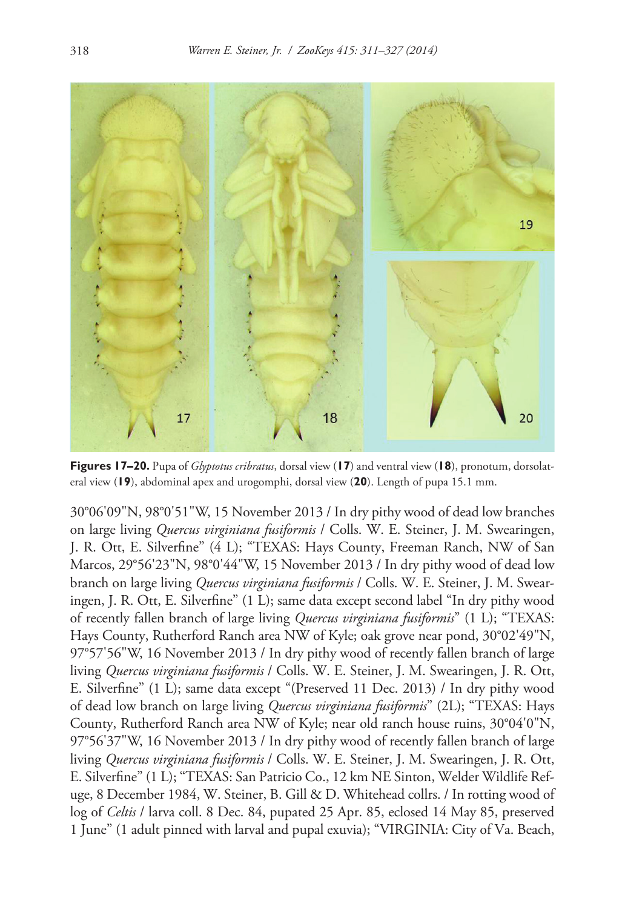**Figures 17–20.** Pupa of *Glyptotus cribratus*, dorsal view (**17**) and ventral view (**18**), pronotum, dorsolateral view (**19**), abdominal apex and urogomphi, dorsal view (**20**). Length of pupa 15.1 mm.

30°06'09"N, 98°0'51"W, 15 November 2013 / In dry pithy wood of dead low branches on large living *Quercus virginiana fusiformis* / Colls. W. E. Steiner, J. M. Swearingen, J. R. Ott, E. Silverfine" (4 L); "TEXAS: Hays County, Freeman Ranch, NW of San Marcos, 29°56'23"N, 98°0'44"W, 15 November 2013 / In dry pithy wood of dead low branch on large living *Quercus virginiana fusiformis* / Colls. W. E. Steiner, J. M. Swearingen, J. R. Ott, E. Silverfine" (1 L); same data except second label "In dry pithy wood of recently fallen branch of large living *Quercus virginiana fusiformis*" (1 L); "TEXAS: Hays County, Rutherford Ranch area NW of Kyle; oak grove near pond, 30°02'49"N, 97°57'56"W, 16 November 2013 / In dry pithy wood of recently fallen branch of large living *Quercus virginiana fusiformis* / Colls. W. E. Steiner, J. M. Swearingen, J. R. Ott, E. Silverfine" (1 L); same data except "(Preserved 11 Dec. 2013) / In dry pithy wood of dead low branch on large living *Quercus virginiana fusiformis*" (2L); "TEXAS: Hays County, Rutherford Ranch area NW of Kyle; near old ranch house ruins, 30°04'0"N, 97°56'37"W, 16 November 2013 / In dry pithy wood of recently fallen branch of large living *Quercus virginiana fusiformis* / Colls. W. E. Steiner, J. M. Swearingen, J. R. Ott, E. Silverfine" (1 L); "TEXAS: San Patricio Co., 12 km NE Sinton, Welder Wildlife Refuge, 8 December 1984, W. Steiner, B. Gill & D. Whitehead collrs. / In rotting wood of log of *Celtis* / larva coll. 8 Dec. 84, pupated 25 Apr. 85, eclosed 14 May 85, preserved 1 June" (1 adult pinned with larval and pupal exuvia); "VIRGINIA: City of Va. Beach,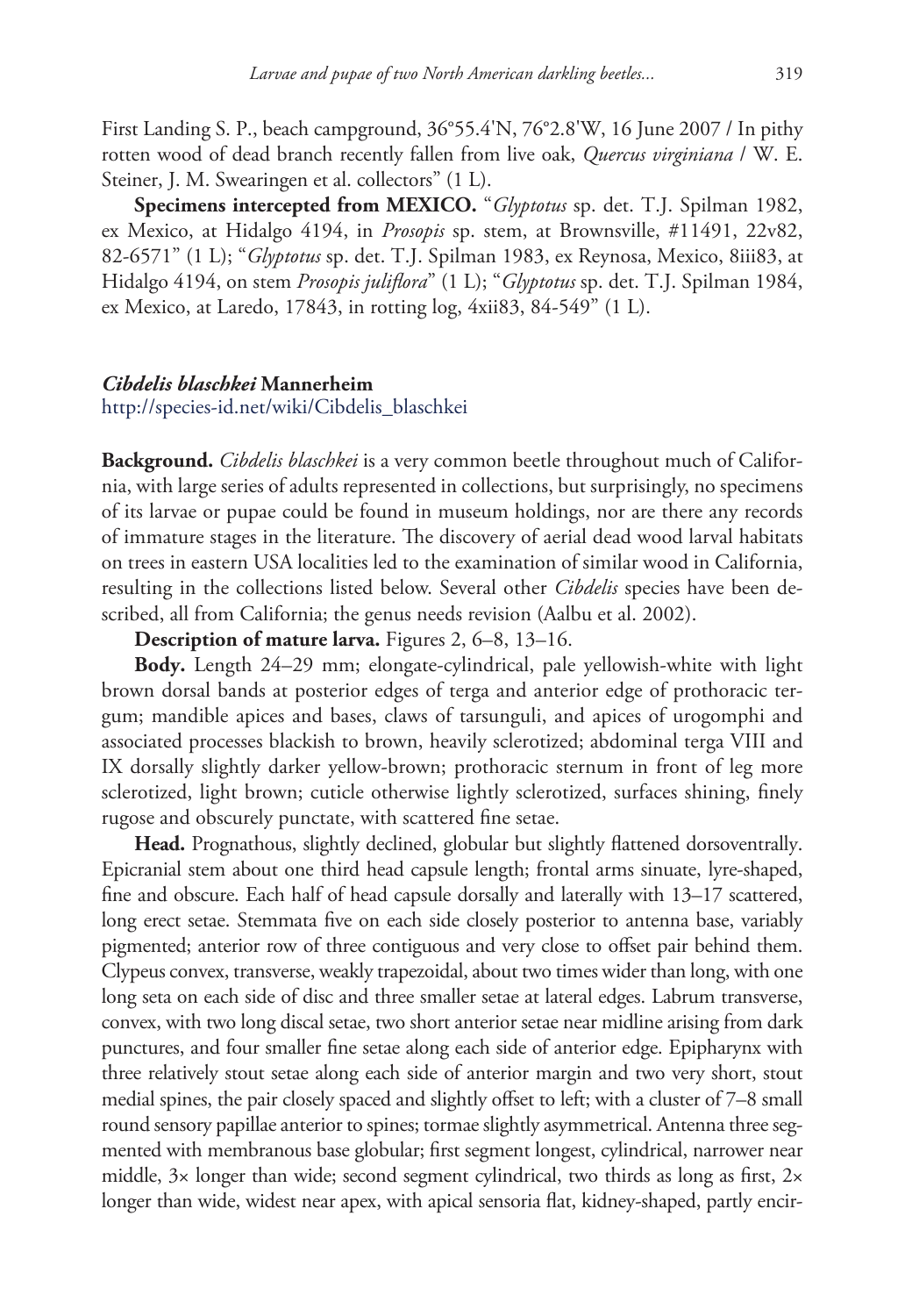First Landing S. P., beach campground, 36°55.4'N, 76°2.8'W, 16 June 2007 / In pithy rotten wood of dead branch recently fallen from live oak, *Quercus virginiana* / W. E. Steiner, J. M. Swearingen et al. collectors" (1 L).

**Specimens intercepted from MEXICO.** "*Glyptotus* sp. det. T.J. Spilman 1982, ex Mexico, at Hidalgo 4194, in *Prosopis* sp. stem, at Brownsville, #11491, 22v82, 82-6571" (1 L); "*Glyptotus* sp. det. T.J. Spilman 1983, ex Reynosa, Mexico, 8iii83, at Hidalgo 4194, on stem *Prosopis juliflora*" (1 L); "*Glyptotus* sp. det. T.J. Spilman 1984, ex Mexico, at Laredo, 17843, in rotting log, 4xii83, 84-549" (1 L).

### *Cibdelis blaschkei* Mannerheim

http://species-id.net/wiki/Cibdelis_blaschkei

**Background.** *Cibdelis blaschkei* is a very common beetle throughout much of California, with large series of adults represented in collections, but surprisingly, no specimens of its larvae or pupae could be found in museum holdings, nor are there any records of immature stages in the literature. The discovery of aerial dead wood larval habitats on trees in eastern USA localities led to the examination of similar wood in California, resulting in the collections listed below. Several other *Cibdelis* species have been described, all from California; the genus needs revision (Aalbu et al. 2002).

**Description of mature larva.** Figures 2, 6–8, 13–16.

**Body.** Length 24–29 mm; elongate-cylindrical, pale yellowish-white with light brown dorsal bands at posterior edges of terga and anterior edge of prothoracic tergum; mandible apices and bases, claws of tarsunguli, and apices of urogomphi and associated processes blackish to brown, heavily sclerotized; abdominal terga VIII and IX dorsally slightly darker yellow-brown; prothoracic sternum in front of leg more sclerotized, light brown; cuticle otherwise lightly sclerotized, surfaces shining, finely rugose and obscurely punctate, with scattered fine setae.

**Head.** Prognathous, slightly declined, globular but slightly flattened dorsoventrally. Epicranial stem about one third head capsule length; frontal arms sinuate, lyre-shaped, fine and obscure. Each half of head capsule dorsally and laterally with 13–17 scattered, long erect setae. Stemmata five on each side closely posterior to antenna base, variably pigmented; anterior row of three contiguous and very close to offset pair behind them. Clypeus convex, transverse, weakly trapezoidal, about two times wider than long, with one long seta on each side of disc and three smaller setae at lateral edges. Labrum transverse, convex, with two long discal setae, two short anterior setae near midline arising from dark punctures, and four smaller fine setae along each side of anterior edge. Epipharynx with three relatively stout setae along each side of anterior margin and two very short, stout medial spines, the pair closely spaced and slightly offset to left; with a cluster of 7–8 small round sensory papillae anterior to spines; tormae slightly asymmetrical. Antenna three segmented with membranous base globular; first segment longest, cylindrical, narrower near middle, 3× longer than wide; second segment cylindrical, two thirds as long as first, 2× longer than wide, widest near apex, with apical sensoria flat, kidney-shaped, partly encir-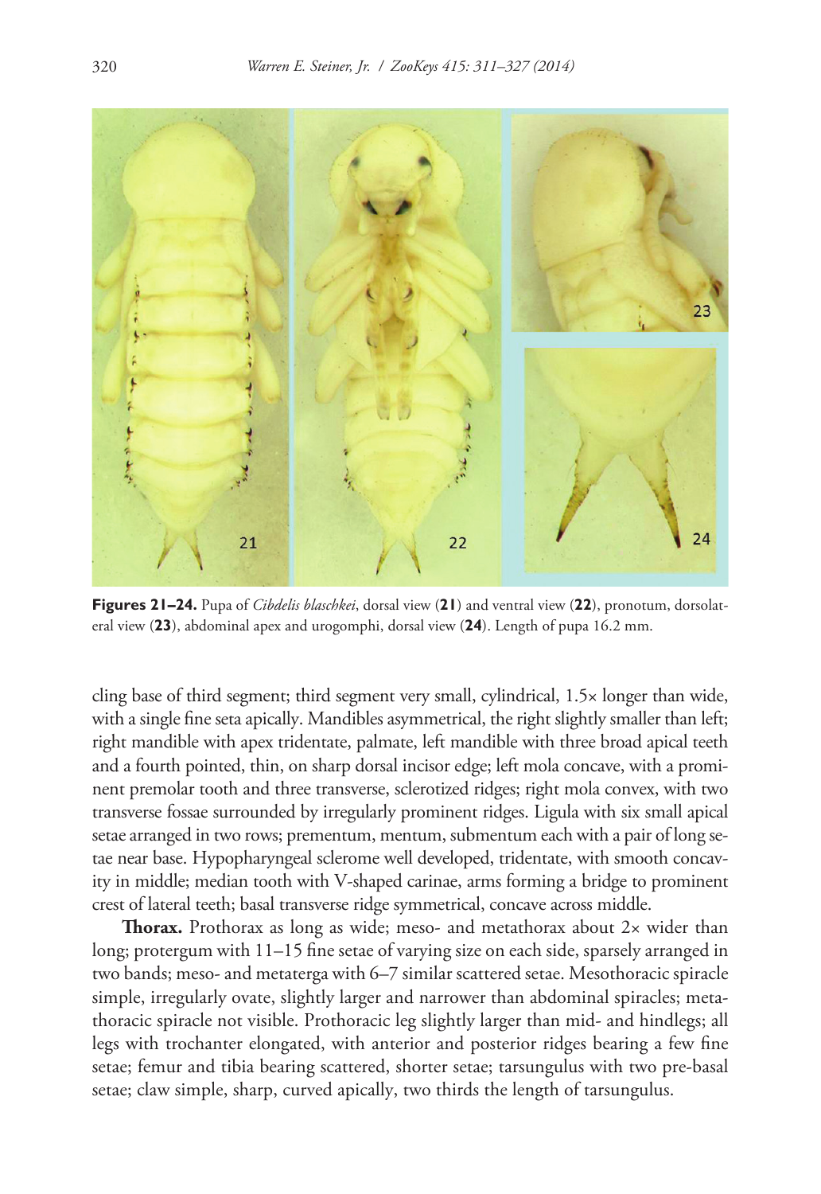**Figures 21–24.** Pupa of *Cibdelis blaschkei*, dorsal view (**21**) and ventral view (**22**), pronotum, dorsolateral view (**23**), abdominal apex and urogomphi, dorsal view (**24**). Length of pupa 16.2 mm.

cling base of third segment; third segment very small, cylindrical, 1.5× longer than wide, with a single fine seta apically. Mandibles asymmetrical, the right slightly smaller than left; right mandible with apex tridentate, palmate, left mandible with three broad apical teeth and a fourth pointed, thin, on sharp dorsal incisor edge; left mola concave, with a prominent premolar tooth and three transverse, sclerotized ridges; right mola convex, with two transverse fossae surrounded by irregularly prominent ridges. Ligula with six small apical setae arranged in two rows; prementum, mentum, submentum each with a pair of long setae near base. Hypopharyngeal sclerome well developed, tridentate, with smooth concavity in middle; median tooth with V-shaped carinae, arms forming a bridge to prominent crest of lateral teeth; basal transverse ridge symmetrical, concave across middle.

**Thorax.** Prothorax as long as wide; meso- and metathorax about 2× wider than long; protergum with 11–15 fine setae of varying size on each side, sparsely arranged in two bands; meso- and metaterga with 6–7 similar scattered setae. Mesothoracic spiracle simple, irregularly ovate, slightly larger and narrower than abdominal spiracles; metathoracic spiracle not visible. Prothoracic leg slightly larger than mid- and hindlegs; all legs with trochanter elongated, with anterior and posterior ridges bearing a few fine setae; femur and tibia bearing scattered, shorter setae; tarsungulus with two pre-basal setae; claw simple, sharp, curved apically, two thirds the length of tarsungulus.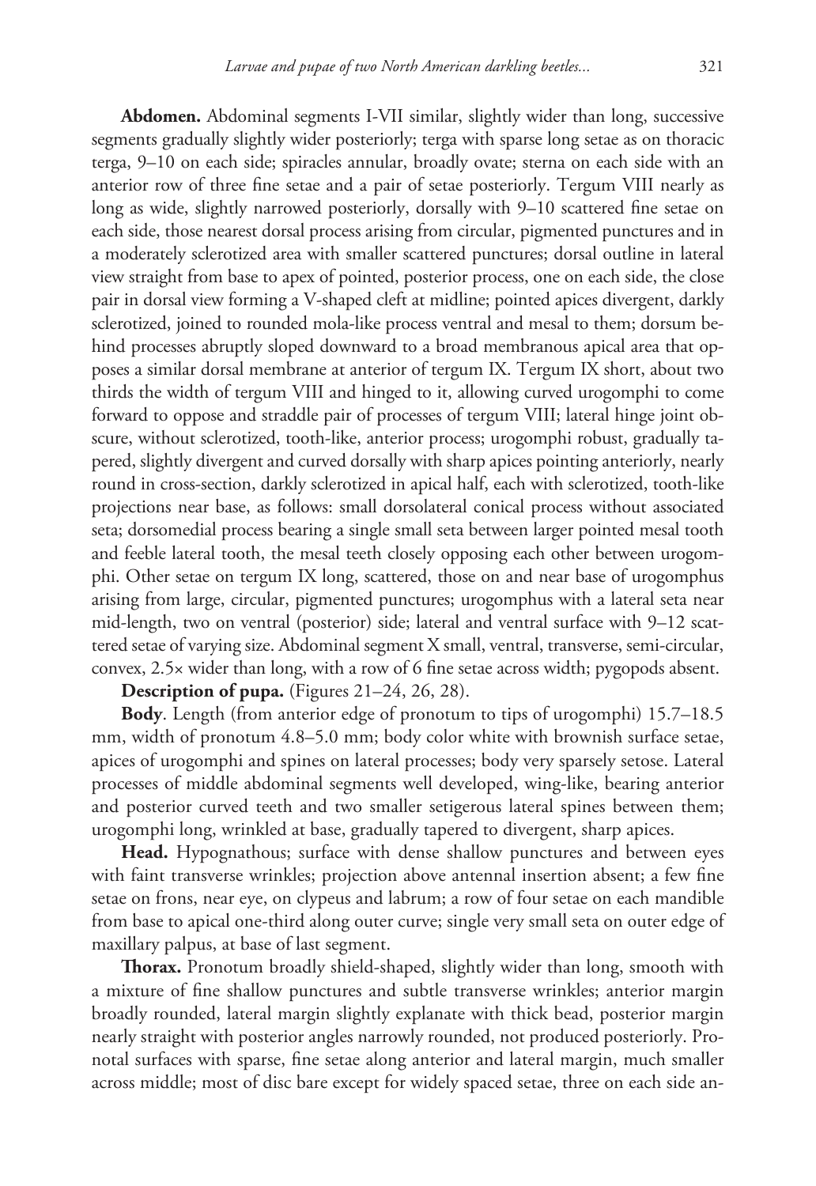**Abdomen.** Abdominal segments I-VII similar, slightly wider than long, successive segments gradually slightly wider posteriorly; terga with sparse long setae as on thoracic terga, 9–10 on each side; spiracles annular, broadly ovate; sterna on each side with an anterior row of three fine setae and a pair of setae posteriorly. Tergum VIII nearly as long as wide, slightly narrowed posteriorly, dorsally with 9–10 scattered fine setae on each side, those nearest dorsal process arising from circular, pigmented punctures and in a moderately sclerotized area with smaller scattered punctures; dorsal outline in lateral view straight from base to apex of pointed, posterior process, one on each side, the close pair in dorsal view forming a V-shaped cleft at midline; pointed apices divergent, darkly sclerotized, joined to rounded mola-like process ventral and mesal to them; dorsum behind processes abruptly sloped downward to a broad membranous apical area that opposes a similar dorsal membrane at anterior of tergum IX. Tergum IX short, about two thirds the width of tergum VIII and hinged to it, allowing curved urogomphi to come forward to oppose and straddle pair of processes of tergum VIII; lateral hinge joint obscure, without sclerotized, tooth-like, anterior process; urogomphi robust, gradually tapered, slightly divergent and curved dorsally with sharp apices pointing anteriorly, nearly round in cross-section, darkly sclerotized in apical half, each with sclerotized, tooth-like projections near base, as follows: small dorsolateral conical process without associated seta; dorsomedial process bearing a single small seta between larger pointed mesal tooth and feeble lateral tooth, the mesal teeth closely opposing each other between urogomphi. Other setae on tergum IX long, scattered, those on and near base of urogomphus arising from large, circular, pigmented punctures; urogomphus with a lateral seta near mid-length, two on ventral (posterior) side; lateral and ventral surface with 9–12 scattered setae of varying size. Abdominal segment X small, ventral, transverse, semi-circular, convex, 2.5× wider than long, with a row of 6 fine setae across width; pygopods absent.

**Description of pupa.** (Figures 21–24, 26, 28).

**Body**. Length (from anterior edge of pronotum to tips of urogomphi) 15.7–18.5 mm, width of pronotum 4.8–5.0 mm; body color white with brownish surface setae, apices of urogomphi and spines on lateral processes; body very sparsely setose. Lateral processes of middle abdominal segments well developed, wing-like, bearing anterior and posterior curved teeth and two smaller setigerous lateral spines between them; urogomphi long, wrinkled at base, gradually tapered to divergent, sharp apices.

**Head.** Hypognathous; surface with dense shallow punctures and between eyes with faint transverse wrinkles; projection above antennal insertion absent; a few fine setae on frons, near eye, on clypeus and labrum; a row of four setae on each mandible from base to apical one-third along outer curve; single very small seta on outer edge of maxillary palpus, at base of last segment.

**Thorax.** Pronotum broadly shield-shaped, slightly wider than long, smooth with a mixture of fine shallow punctures and subtle transverse wrinkles; anterior margin broadly rounded, lateral margin slightly explanate with thick bead, posterior margin nearly straight with posterior angles narrowly rounded, not produced posteriorly. Pronotal surfaces with sparse, fine setae along anterior and lateral margin, much smaller across middle; most of disc bare except for widely spaced setae, three on each side an-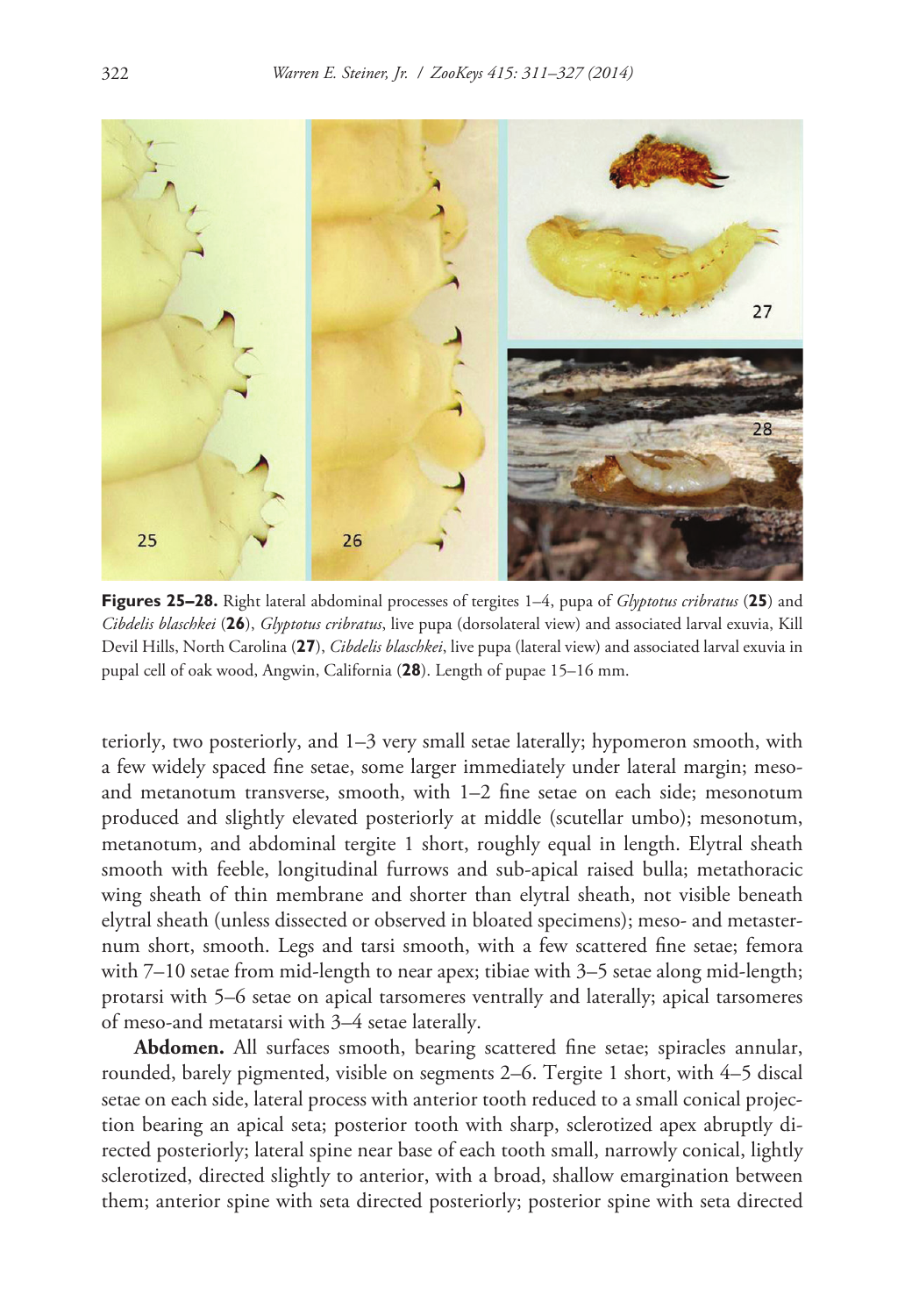**Figures 25–28.** Right lateral abdominal processes of tergites 1–4, pupa of *Glyptotus cribratus* (**25**) and *Cibdelis blaschkei* (**26**), *Glyptotus cribratus*, live pupa (dorsolateral view) and associated larval exuvia, Kill Devil Hills, North Carolina (**27**), *Cibdelis blaschkei*, live pupa (lateral view) and associated larval exuvia in pupal cell of oak wood, Angwin, California (**28**). Length of pupae 15–16 mm.

teriorly, two posteriorly, and 1–3 very small setae laterally; hypomeron smooth, with a few widely spaced fine setae, some larger immediately under lateral margin; meso- and metanotum transverse, smooth, with 1–2 fine setae on each side; mesonotum produced and slightly elevated posteriorly at middle (scutellar umbo); mesonotum, metanotum, and abdominal tergite 1 short, roughly equal in length. Elytral sheath smooth with feeble, longitudinal furrows and sub-apical raised bulla; metathoracic wing sheath of thin membrane and shorter than elytral sheath, not visible beneath elytral sheath (unless dissected or observed in bloated specimens); meso- and metasternum short, smooth. Legs and tarsi smooth, with a few scattered fine setae; femora with 7–10 setae from mid-length to near apex; tibiae with 3–5 setae along mid-length; protarsi with 5–6 setae on apical tarsomeres ventrally and laterally; apical tarsomeres of meso-and metatarsi with 3–4 setae laterally.

**Abdomen.** All surfaces smooth, bearing scattered fine setae; spiracles annular, rounded, barely pigmented, visible on segments 2–6. Tergite 1 short, with 4–5 discal setae on each side, lateral process with anterior tooth reduced to a small conical projection bearing an apical seta; posterior tooth with sharp, sclerotized apex abruptly directed posteriorly; lateral spine near base of each tooth small, narrowly conical, lightly sclerotized, directed slightly to anterior, with a broad, shallow emargination between them; anterior spine with seta directed posteriorly; posterior spine with seta directed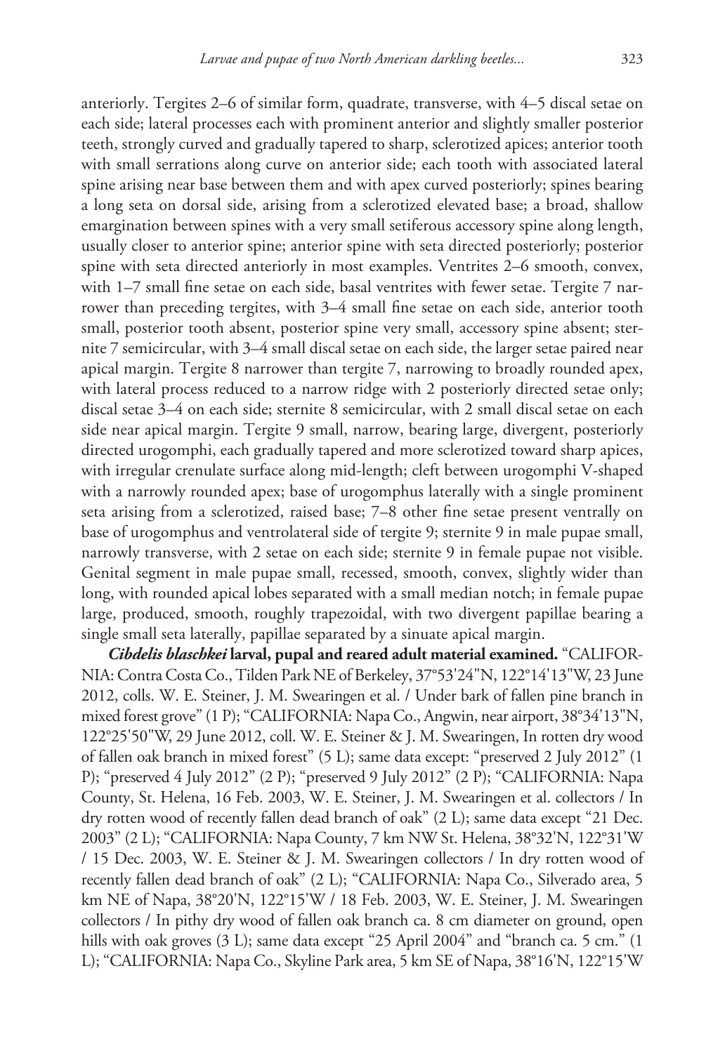anteriorly. Tergites 2–6 of similar form, quadrate, transverse, with 4–5 discal setae on each side; lateral processes each with prominent anterior and slightly smaller posterior teeth, strongly curved and gradually tapered to sharp, sclerotized apices; anterior tooth with small serrations along curve on anterior side; each tooth with associated lateral spine arising near base between them and with apex curved posteriorly; spines bearing a long seta on dorsal side, arising from a sclerotized elevated base; a broad, shallow emargination between spines with a very small setiferous accessory spine along length, usually closer to anterior spine; anterior spine with seta directed posteriorly; posterior spine with seta directed anteriorly in most examples. Ventrites 2–6 smooth, convex, with 1–7 small fine setae on each side, basal ventrites with fewer setae. Tergite 7 narrower than preceding tergites, with 3–4 small fine setae on each side, anterior tooth small, posterior tooth absent, posterior spine very small, accessory spine absent; sternite 7 semicircular, with 3–4 small discal setae on each side, the larger setae paired near apical margin. Tergite 8 narrower than tergite 7, narrowing to broadly rounded apex, with lateral process reduced to a narrow ridge with 2 posteriorly directed setae only; discal setae 3–4 on each side; sternite 8 semicircular, with 2 small discal setae on each side near apical margin. Tergite 9 small, narrow, bearing large, divergent, posteriorly directed urogomphi, each gradually tapered and more sclerotized toward sharp apices, with irregular crenulate surface along mid-length; cleft between urogomphi V-shaped with a narrowly rounded apex; base of urogomphus laterally with a single prominent seta arising from a sclerotized, raised base; 7–8 other fine setae present ventrally on base of urogomphus and ventrolateral side of tergite 9; sternite 9 in male pupae small, narrowly transverse, with 2 setae on each side; sternite 9 in female pupae not visible. Genital segment in male pupae small, recessed, smooth, convex, slightly wider than long, with rounded apical lobes separated with a small median notch; in female pupae large, produced, smooth, roughly trapezoidal, with two divergent papillae bearing a single small seta laterally, papillae separated by a sinuate apical margin.

***Cibdelis blaschkei*** **larval, pupal and reared adult material examined.** "CALIFORNIA: Contra Costa Co., Tilden Park NE of Berkeley, 37°53'24"N, 122°14'13"W, 23 June 2012, colls. W. E. Steiner, J. M. Swearingen et al. / Under bark of fallen pine branch in mixed forest grove" (1 P); "CALIFORNIA: Napa Co., Angwin, near airport, 38°34'13"N, 122°25'50"W, 29 June 2012, coll. W. E. Steiner & J. M. Swearingen, In rotten dry wood of fallen oak branch in mixed forest" (5 L); same data except: "preserved 2 July 2012" (1 P); "preserved 4 July 2012" (2 P); "preserved 9 July 2012" (2 P); "CALIFORNIA: Napa County, St. Helena, 16 Feb. 2003, W. E. Steiner, J. M. Swearingen et al. collectors / In dry rotten wood of recently fallen dead branch of oak" (2 L); same data except "21 Dec. 2003" (2 L); "CALIFORNIA: Napa County, 7 km NW St. Helena, 38°32'N, 122°31'W / 15 Dec. 2003, W. E. Steiner & J. M. Swearingen collectors / In dry rotten wood of recently fallen dead branch of oak" (2 L); "CALIFORNIA: Napa Co., Silverado area, 5 km NE of Napa, 38°20'N, 122°15'W / 18 Feb. 2003, W. E. Steiner, J. M. Swearingen collectors / In pithy dry wood of fallen oak branch ca. 8 cm diameter on ground, open hills with oak groves (3 L); same data except "25 April 2004" and "branch ca. 5 cm." (1 L); "CALIFORNIA: Napa Co., Skyline Park area, 5 km SE of Napa, 38°16'N, 122°15'W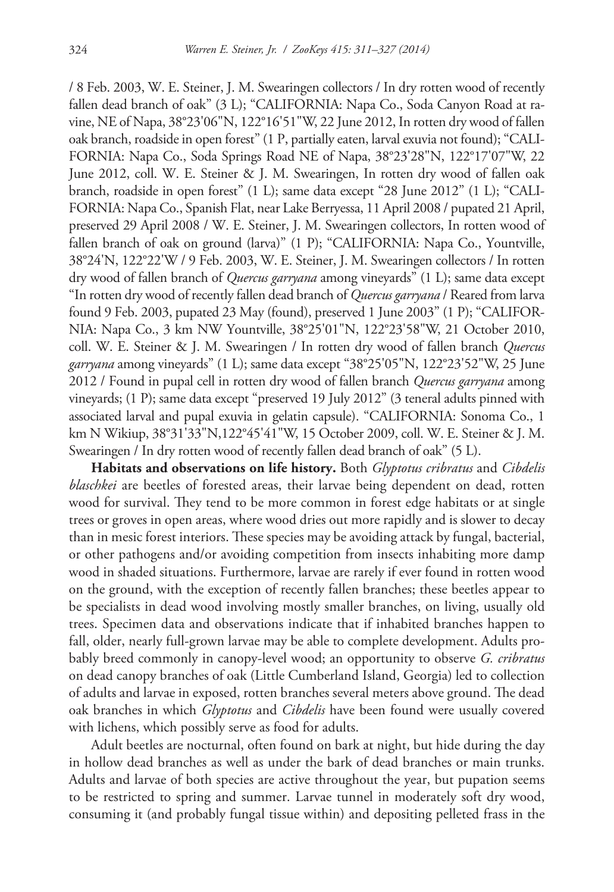/ 8 Feb. 2003, W. E. Steiner, J. M. Swearingen collectors / In dry rotten wood of recently fallen dead branch of oak" (3 L); "CALIFORNIA: Napa Co., Soda Canyon Road at ravine, NE of Napa, 38°23'06"N, 122°16'51"W, 22 June 2012, In rotten dry wood of fallen oak branch, roadside in open forest" (1 P, partially eaten, larval exuvia not found); "CALIFORNIA: Napa Co., Soda Springs Road NE of Napa, 38°23'28"N, 122°17'07"W, 22 June 2012, coll. W. E. Steiner & J. M. Swearingen, In rotten dry wood of fallen oak branch, roadside in open forest" (1 L); same data except "28 June 2012" (1 L); "CALIFORNIA: Napa Co., Spanish Flat, near Lake Berryessa, 11 April 2008 / pupated 21 April, preserved 29 April 2008 / W. E. Steiner, J. M. Swearingen collectors, In rotten wood of fallen branch of oak on ground (larva)" (1 P); "CALIFORNIA: Napa Co., Yountville, 38°24'N, 122°22'W / 9 Feb. 2003, W. E. Steiner, J. M. Swearingen collectors / In rotten dry wood of fallen branch of *Quercus garryana* among vineyards" (1 L); same data except "In rotten dry wood of recently fallen dead branch of *Quercus garryana* / Reared from larva found 9 Feb. 2003, pupated 23 May (found), preserved 1 June 2003" (1 P); "CALIFORNIA: Napa Co., 3 km NW Yountville, 38°25'01"N, 122°23'58"W, 21 October 2010, coll. W. E. Steiner & J. M. Swearingen / In rotten dry wood of fallen branch *Quercus garryana* among vineyards" (1 L); same data except "38°25'05"N, 122°23'52"W, 25 June 2012 / Found in pupal cell in rotten dry wood of fallen branch *Quercus garryana* among vineyards; (1 P); same data except "preserved 19 July 2012" (3 teneral adults pinned with associated larval and pupal exuvia in gelatin capsule). "CALIFORNIA: Sonoma Co., 1 km N Wikiup, 38°31'33"N,122°45'41"W, 15 October 2009, coll. W. E. Steiner & J. M. Swearingen / In dry rotten wood of recently fallen dead branch of oak" (5 L).

**Habitats and observations on life history.** Both *Glyptotus cribratus* and *Cibdelis blaschkei* are beetles of forested areas, their larvae being dependent on dead, rotten wood for survival. They tend to be more common in forest edge habitats or at single trees or groves in open areas, where wood dries out more rapidly and is slower to decay than in mesic forest interiors. These species may be avoiding attack by fungal, bacterial, or other pathogens and/or avoiding competition from insects inhabiting more damp wood in shaded situations. Furthermore, larvae are rarely if ever found in rotten wood on the ground, with the exception of recently fallen branches; these beetles appear to be specialists in dead wood involving mostly smaller branches, on living, usually old trees. Specimen data and observations indicate that if inhabited branches happen to fall, older, nearly full-grown larvae may be able to complete development. Adults probably breed commonly in canopy-level wood; an opportunity to observe *G. cribratus* on dead canopy branches of oak (Little Cumberland Island, Georgia) led to collection of adults and larvae in exposed, rotten branches several meters above ground. The dead oak branches in which *Glyptotus* and *Cibdelis* have been found were usually covered with lichens, which possibly serve as food for adults.

Adult beetles are nocturnal, often found on bark at night, but hide during the day in hollow dead branches as well as under the bark of dead branches or main trunks. Adults and larvae of both species are active throughout the year, but pupation seems to be restricted to spring and summer. Larvae tunnel in moderately soft dry wood, consuming it (and probably fungal tissue within) and depositing pelleted frass in the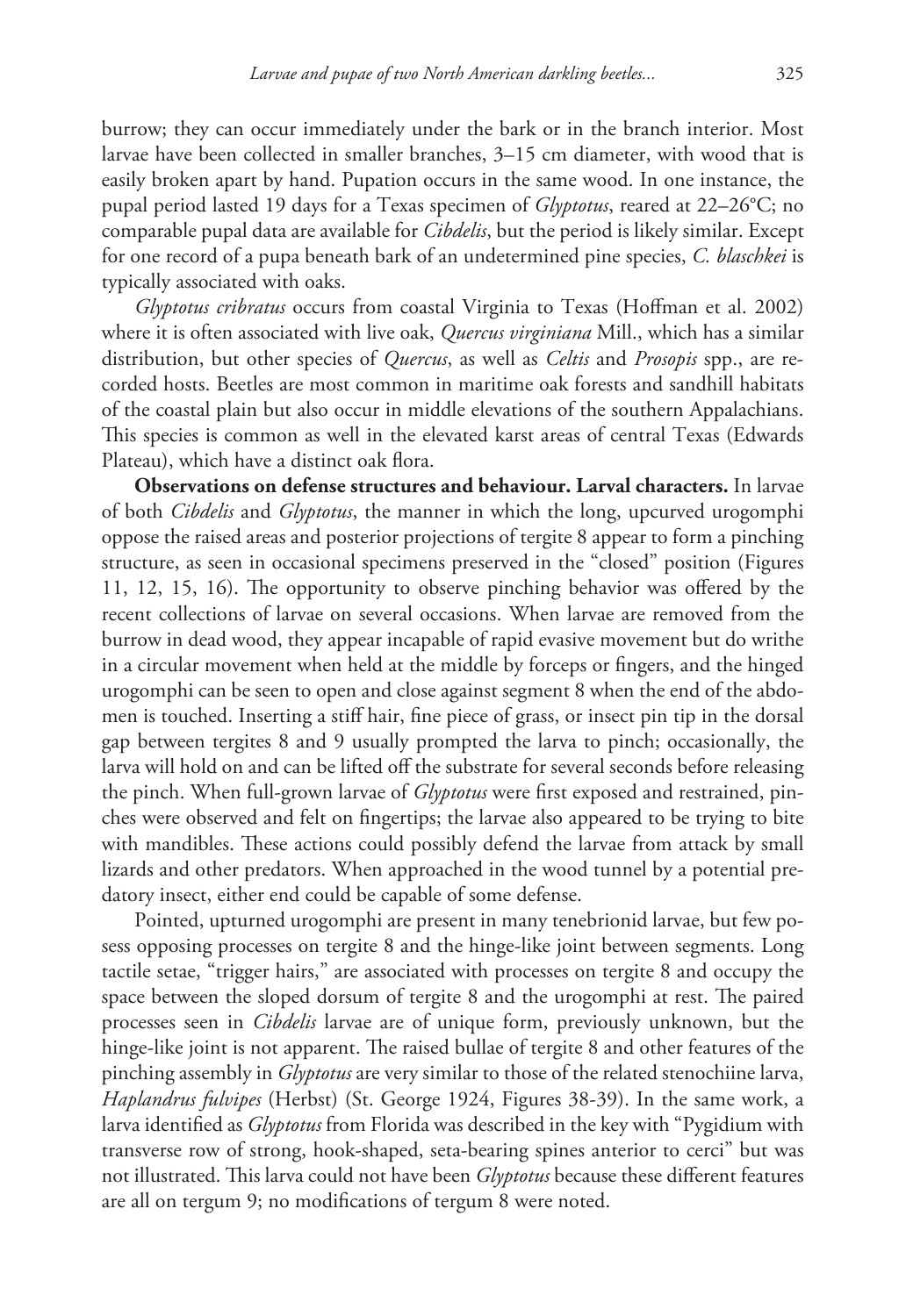burrow; they can occur immediately under the bark or in the branch interior. Most larvae have been collected in smaller branches, 3–15 cm diameter, with wood that is easily broken apart by hand. Pupation occurs in the same wood. In one instance, the pupal period lasted 19 days for a Texas specimen of *Glyptotus*, reared at 22–26°C; no comparable pupal data are available for *Cibdelis*, but the period is likely similar. Except for one record of a pupa beneath bark of an undetermined pine species, *C. blaschkei* is typically associated with oaks.

*Glyptotus cribratus* occurs from coastal Virginia to Texas (Hoffman et al. 2002) where it is often associated with live oak, *Quercus virginiana* Mill., which has a similar distribution, but other species of *Quercus*, as well as *Celtis* and *Prosopis* spp., are recorded hosts. Beetles are most common in maritime oak forests and sandhill habitats of the coastal plain but also occur in middle elevations of the southern Appalachians. This species is common as well in the elevated karst areas of central Texas (Edwards Plateau), which have a distinct oak flora.

**Observations on defense structures and behaviour. Larval characters.** In larvae of both *Cibdelis* and *Glyptotus*, the manner in which the long, upcurved urogomphi oppose the raised areas and posterior projections of tergite 8 appear to form a pinching structure, as seen in occasional specimens preserved in the "closed" position (Figures 11, 12, 15, 16). The opportunity to observe pinching behavior was offered by the recent collections of larvae on several occasions. When larvae are removed from the burrow in dead wood, they appear incapable of rapid evasive movement but do writhe in a circular movement when held at the middle by forceps or fingers, and the hinged urogomphi can be seen to open and close against segment 8 when the end of the abdomen is touched. Inserting a stiff hair, fine piece of grass, or insect pin tip in the dorsal gap between tergites 8 and 9 usually prompted the larva to pinch; occasionally, the larva will hold on and can be lifted off the substrate for several seconds before releasing the pinch. When full-grown larvae of *Glyptotus* were first exposed and restrained, pinches were observed and felt on fingertips; the larvae also appeared to be trying to bite with mandibles. These actions could possibly defend the larvae from attack by small lizards and other predators. When approached in the wood tunnel by a potential predatory insect, either end could be capable of some defense.

Pointed, upturned urogomphi are present in many tenebrionid larvae, but few posess opposing processes on tergite 8 and the hinge-like joint between segments. Long tactile setae, "trigger hairs," are associated with processes on tergite 8 and occupy the space between the sloped dorsum of tergite 8 and the urogomphi at rest. The paired processes seen in *Cibdelis* larvae are of unique form, previously unknown, but the hinge-like joint is not apparent. The raised bullae of tergite 8 and other features of the pinching assembly in *Glyptotus* are very similar to those of the related stenochiine larva, *Haplandrus fulvipes* (Herbst) (St. George 1924, Figures 38-39). In the same work, a larva identified as *Glyptotus* from Florida was described in the key with "Pygidium with transverse row of strong, hook-shaped, seta-bearing spines anterior to cerci" but was not illustrated. This larva could not have been *Glyptotus* because these different features are all on tergum 9; no modifications of tergum 8 were noted.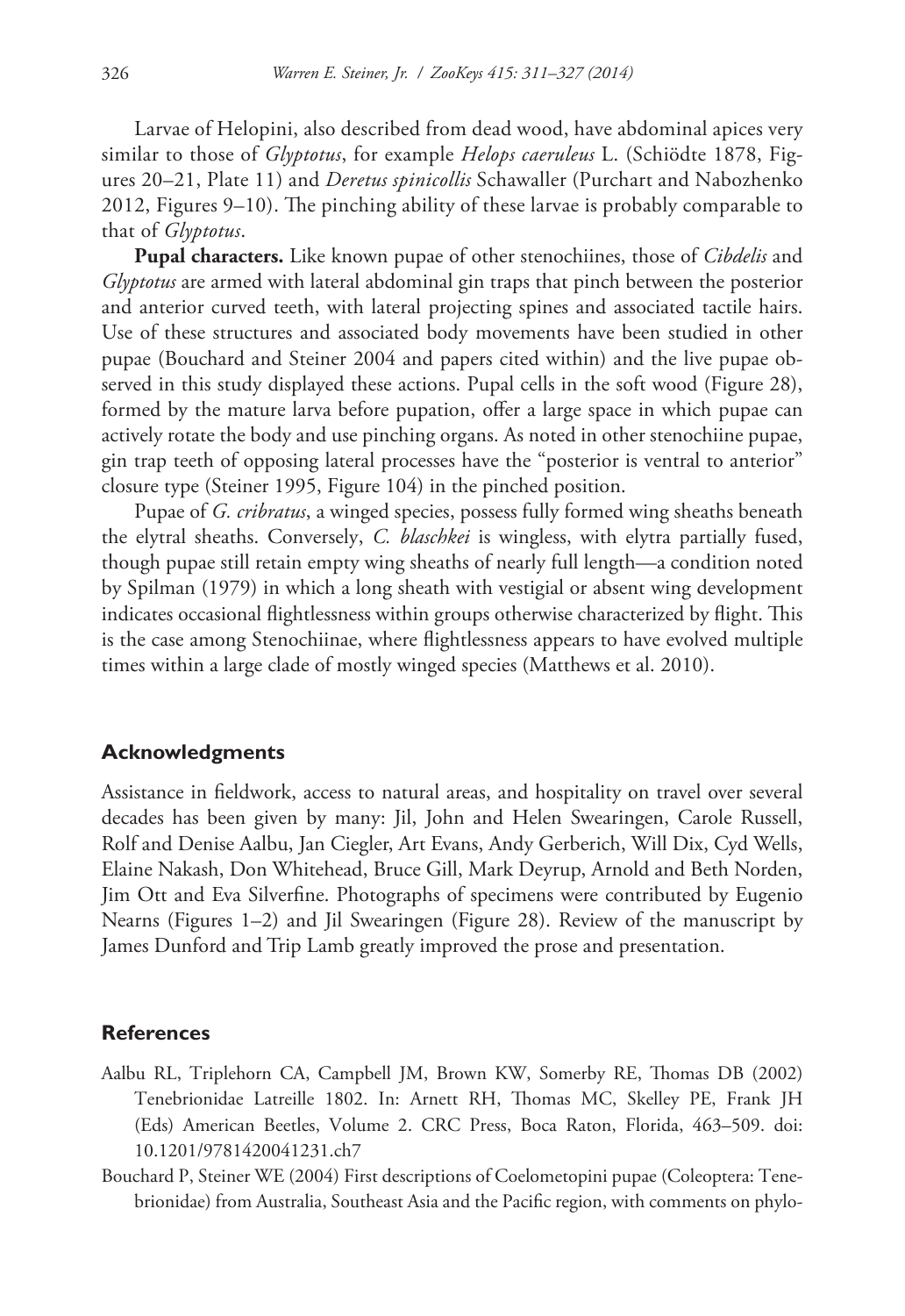Larvae of Helopini, also described from dead wood, have abdominal apices very similar to those of *Glyptotus*, for example *Helops caeruleus* L. (Schiödte 1878, Figures 20–21, Plate 11) and *Deretus spinicollis* Schawaller (Purchart and Nabozhenko 2012, Figures 9–10). The pinching ability of these larvae is probably comparable to that of *Glyptotus*.

**Pupal characters.** Like known pupae of other stenochiines, those of *Cibdelis* and *Glyptotus* are armed with lateral abdominal gin traps that pinch between the posterior and anterior curved teeth, with lateral projecting spines and associated tactile hairs. Use of these structures and associated body movements have been studied in other pupae (Bouchard and Steiner 2004 and papers cited within) and the live pupae observed in this study displayed these actions. Pupal cells in the soft wood (Figure 28), formed by the mature larva before pupation, offer a large space in which pupae can actively rotate the body and use pinching organs. As noted in other stenochiine pupae, gin trap teeth of opposing lateral processes have the "posterior is ventral to anterior" closure type (Steiner 1995, Figure 104) in the pinched position.

Pupae of *G. cribratus*, a winged species, possess fully formed wing sheaths beneath the elytral sheaths. Conversely, *C. blaschkei* is wingless, with elytra partially fused, though pupae still retain empty wing sheaths of nearly full length—a condition noted by Spilman (1979) in which a long sheath with vestigial or absent wing development indicates occasional flightlessness within groups otherwise characterized by flight. This is the case among Stenochiinae, where flightlessness appears to have evolved multiple times within a large clade of mostly winged species (Matthews et al. 2010).

## Acknowledgments

Assistance in fieldwork, access to natural areas, and hospitality on travel over several decades has been given by many: Jil, John and Helen Swearingen, Carole Russell, Rolf and Denise Aalbu, Jan Ciegler, Art Evans, Andy Gerberich, Will Dix, Cyd Wells, Elaine Nakash, Don Whitehead, Bruce Gill, Mark Deyrup, Arnold and Beth Norden, Jim Ott and Eva Silverfine. Photographs of specimens were contributed by Eugenio Nearns (Figures 1–2) and Jil Swearingen (Figure 28). Review of the manuscript by James Dunford and Trip Lamb greatly improved the prose and presentation.

## References

Aalbu RL, Triplehorn CA, Campbell JM, Brown KW, Somerby RE, Thomas DB (2002) Tenebrionidae Latreille 1802. In: Arnett RH, Thomas MC, Skelley PE, Frank JH (Eds) American Beetles, Volume 2. CRC Press, Boca Raton, Florida, 463–509. doi: 10.1201/9781420041231.ch7

Bouchard P, Steiner WE (2004) First descriptions of Coelometopini pupae (Coleoptera: Tenebrionidae) from Australia, Southeast Asia and the Pacific region, with comments on phylo-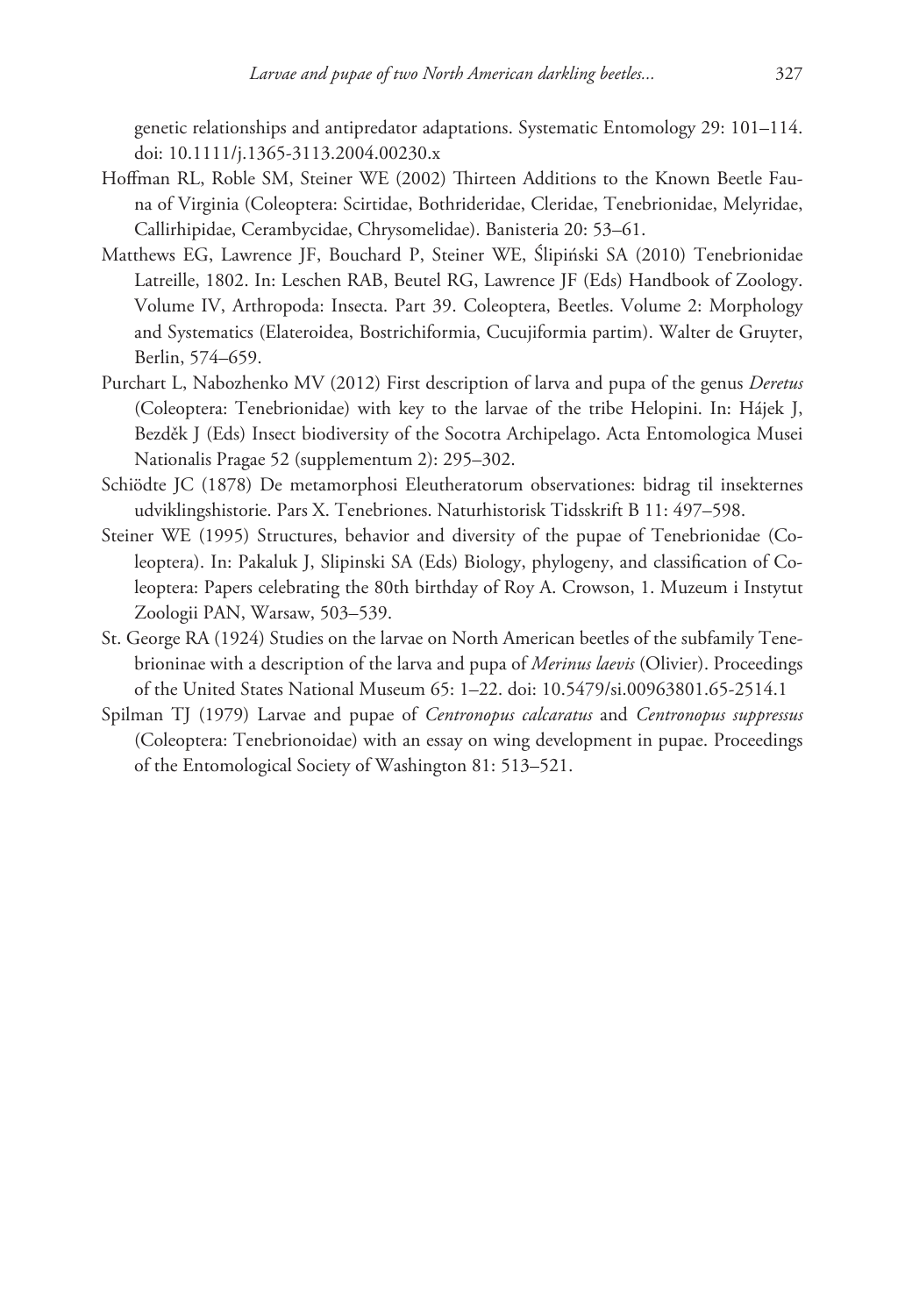genetic relationships and antipredator adaptations. Systematic Entomology 29: 101–114. doi: 10.1111/j.1365-3113.2004.00230.x

Hoffman RL, Roble SM, Steiner WE (2002) Thirteen Additions to the Known Beetle Fauna of Virginia (Coleoptera: Scirtidae, Bothrideridae, Cleridae, Tenebrionidae, Melyridae, Callirhipidae, Cerambycidae, Chrysomelidae). Banisteria 20: 53–61.

Matthews EG, Lawrence JF, Bouchard P, Steiner WE, Ślipiński SA (2010) Tenebrionidae Latreille, 1802. In: Leschen RAB, Beutel RG, Lawrence JF (Eds) Handbook of Zoology. Volume IV, Arthropoda: Insecta. Part 39. Coleoptera, Beetles. Volume 2: Morphology and Systematics (Elateroidea, Bostrichiformia, Cucujiformia partim). Walter de Gruyter, Berlin, 574–659.

Purchart L, Nabozhenko MV (2012) First description of larva and pupa of the genus *Deretus* (Coleoptera: Tenebrionidae) with key to the larvae of the tribe Helopini. In: Hájek J, Bezděk J (Eds) Insect biodiversity of the Socotra Archipelago. Acta Entomologica Musei Nationalis Pragae 52 (supplementum 2): 295–302.

Schiödte JC (1878) De metamorphosi Eleutheratorum observationes: bidrag til insekternes udviklingshistorie. Pars X. Tenebriones. Naturhistorisk Tidsskrift B 11: 497–598.

Steiner WE (1995) Structures, behavior and diversity of the pupae of Tenebrionidae (Coleoptera). In: Pakaluk J, Slipinski SA (Eds) Biology, phylogeny, and classification of Coleoptera: Papers celebrating the 80th birthday of Roy A. Crowson, 1. Muzeum i Instytut Zoologii PAN, Warsaw, 503–539.

St. George RA (1924) Studies on the larvae on North American beetles of the subfamily Tenebrioninae with a description of the larva and pupa of *Merinus laevis* (Olivier). Proceedings of the United States National Museum 65: 1–22. doi: 10.5479/si.00963801.65-2514.1

Spilman TJ (1979) Larvae and pupae of *Centronopus calcaratus* and *Centronopus suppressus* (Coleoptera: Tenebrionoidae) with an essay on wing development in pupae. Proceedings of the Entomological Society of Washington 81: 513–521.